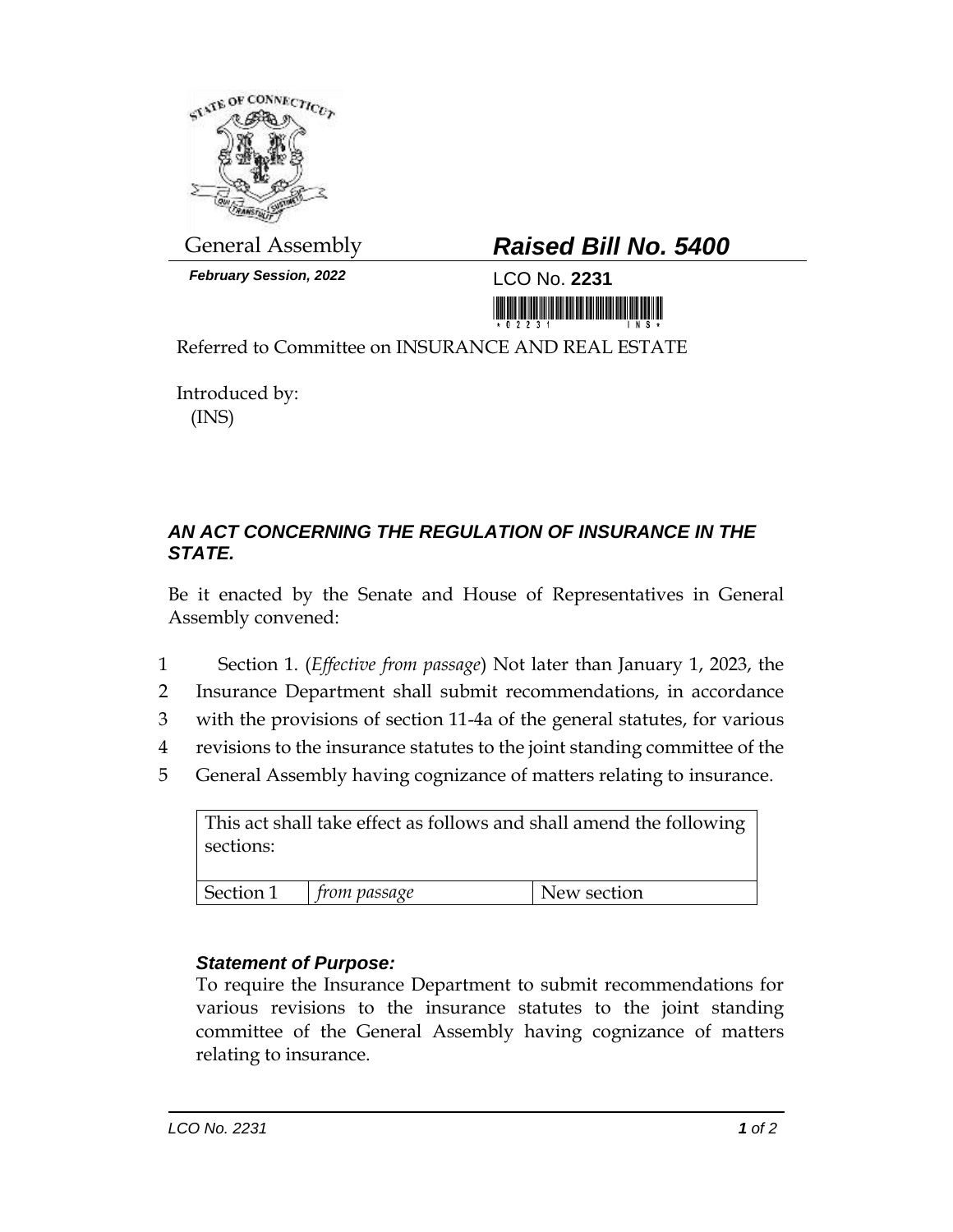General Assembly

***February Session, 2022***

# ***Raised Bill No. 5400***

LCO No. **2231**

Referred to Committee on INSURANCE AND REAL ESTATE

Introduced by:
(INS)

### ***AN ACT CONCERNING THE REGULATION OF INSURANCE IN THE STATE.***

Be it enacted by the Senate and House of Representatives in General Assembly convened:

1 Section 1. (*Effective from passage*) Not later than January 1, 2023, the
2 Insurance Department shall submit recommendations, in accordance
3 with the provisions of section 11-4a of the general statutes, for various
4 revisions to the insurance statutes to the joint standing committee of the
5 General Assembly having cognizance of matters relating to insurance.

| This act shall take effect as follows and shall amend the following sections: | | |
|---|---|---|
| Section 1 | *from passage* | New section |

***Statement of Purpose:***

To require the Insurance Department to submit recommendations for various revisions to the insurance statutes to the joint standing committee of the General Assembly having cognizance of matters relating to insurance.